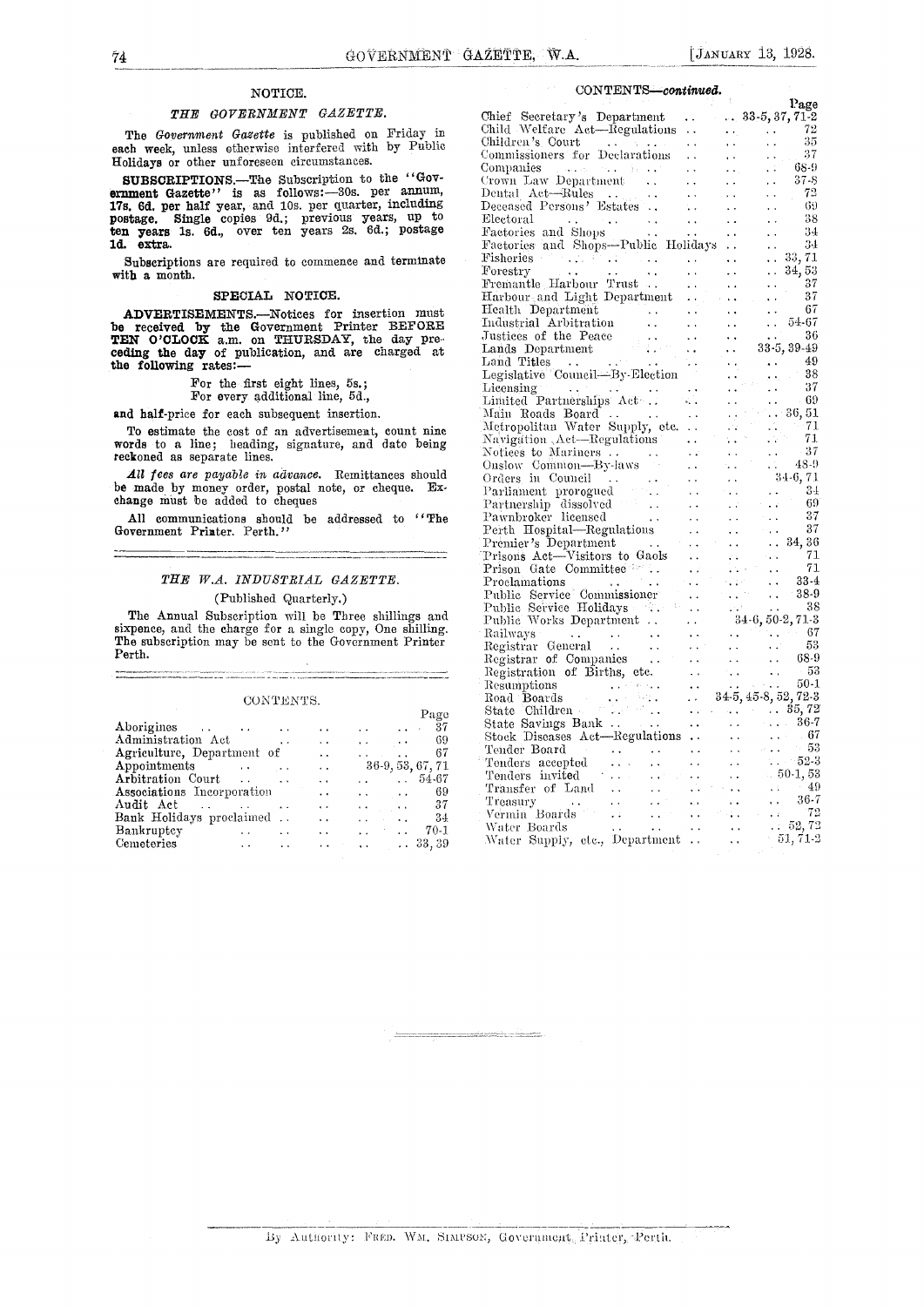## NOTICE.

### *THE GOVERNMENT GAZETTE.*

The *Government Gazette* is published on Friday in each week, unless otherwise interfered with by Public Holidays or other unforeseen circumstances.

**SUBSCRIPTIONS.**—The Subscription to the "Government Gazette" is as follows:—30s. per annum, 17s. 6d. per half year, and 10s. per quarter, including postage. Single copies 9d.; previous years, up to ten years 1s. 6d., over ten years 2s. 6d.; postage 1d. extra.

Subscriptions are required to commence and terminate with a month.

## SPECIAL NOTICE.

**ADVERTISEMENTS.**—Notices for insertion must be received by the Government Printer BEFORE TEN O'CLOCK a.m. on THURSDAY, the day preceding the day of publication, and are charged at the following rates:—

For the first eight lines, 5s.;
For every additional line, 5d.,

and half-price for each subsequent insertion.

To estimate the cost of an advertisement, count nine words to a line; heading, signature, and date being reckoned as separate lines.

*All fees are payable in advance.* Remittances should be made by money order, postal note, or cheque. Exchange must be added to cheques

All communications should be addressed to "The Government Printer. Perth."

### *THE W.A. INDUSTRIAL GAZETTE.*

(Published Quarterly.)

The Annual Subscription will be Three shillings and sixpence, and the charge for a single copy, One shilling. The subscription may be sent to the Government Printer Perth.

## CONTENTS.

| | Page |
|---|---|
| Aborigines | 37 |
| Administration Act | 69 |
| Agriculture, Department of | 67 |
| Appointments | 36-9, 53, 67, 71 |
| Arbitration Court | 54-67 |
| Associations Incorporation | 69 |
| Audit Act | 37 |
| Bank Holidays proclaimed | 34 |
| Bankruptcy | 70-1 |
| Cemeteries | 33, 39 |
| Chief Secretary's Department | 33-5, 37, 71-2 |
| Child Welfare Act—Regulations | 72 |
| Children's Court | 35 |
| Commissioners for Declarations | 37 |
| Companies | 68-9 |
| Crown Law Department | 37-8 |
| Dental Act—Rules | 72 |
| Deceased Persons' Estates | 69 |
| Electoral | 38 |
| Factories and Shops | 34 |
| Factories and Shops—Public Holidays | 34 |
| Fisheries | 33, 71 |
| Forestry | 34, 53 |
| Fremantle Harbour Trust | 37 |
| Harbour and Light Department | 37 |
| Health Department | 67 |
| Industrial Arbitration | 54-67 |
| Justices of the Peace | 36 |
| Lands Department | 33-5, 39-49 |
| Land Titles | 49 |
| Legislative Council—By-Election | 38 |
| Licensing | 37 |
| Limited Partnerships Act | 69 |
| Main Roads Board | 36, 51 |
| Metropolitan Water Supply, etc. | 71 |
| Navigation Act—Regulations | 71 |
| Notices to Mariners | 37 |
| Onslow Common—By-laws | 48-9 |
| Orders in Council | 34-6, 71 |
| Parliament prorogued | 34 |
| Partnership dissolved | 69 |
| Pawnbroker licensed | 37 |
| Perth Hospital—Regulations | 37 |
| Premier's Department | 34, 36 |
| Prisons Act—Visitors to Gaols | 71 |
| Prison Gate Committee | 71 |
| Proclamations | 33-4 |
| Public Service Commissioner | 38-9 |
| Public Service Holidays | 38 |
| Public Works Department | 34-6, 50-2, 71-3 |
| Railways | 67 |
| Registrar General | 53 |
| Registrar of Companies | 68-9 |
| Registration of Births, etc. | 53 |
| Resumptions | 50-1 |
| Road Boards | 34-5, 45-8, 52, 72-3 |
| State Children | 35, 72 |
| State Savings Bank | 36-7 |
| Stock Diseases Act—Regulations | 67 |
| Tender Board | 53 |
| Tenders accepted | 52-3 |
| Tenders invited | 50-1, 53 |
| Transfer of Land | 49 |
| Treasury | 36-7 |
| Vermin Boards | 72 |
| Water Boards | 52, 72 |
| Water Supply, etc., Department | 51, 71-2 |

By Authority: FRED. WM. SIMPSON, Government Printer, Perth.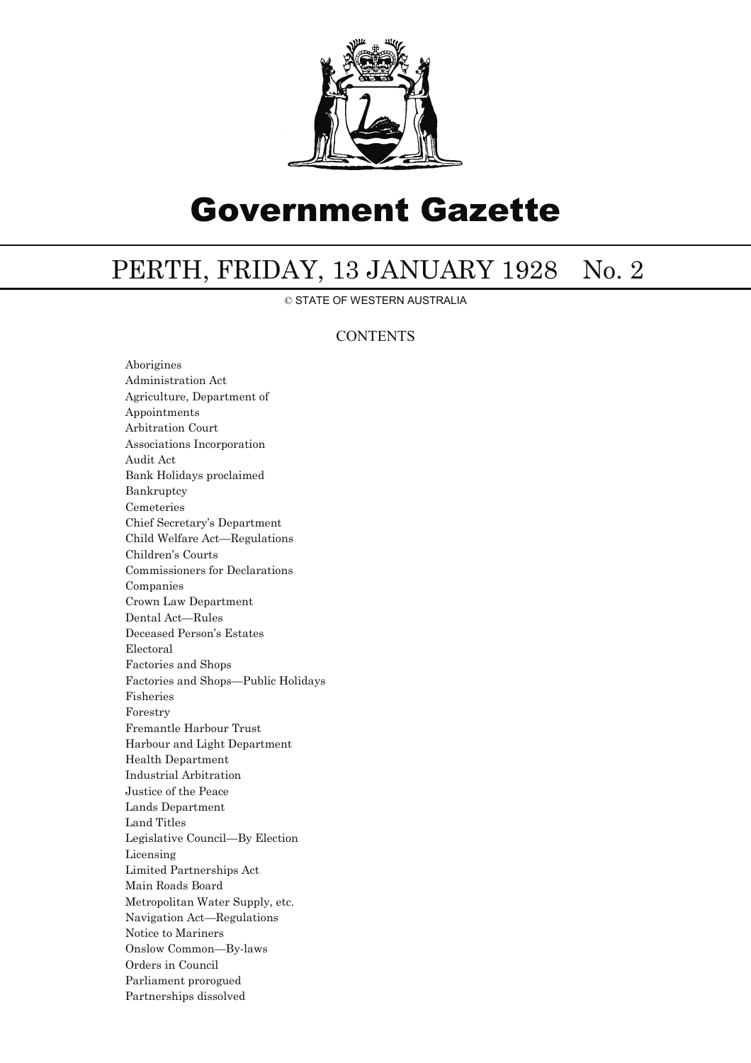# Government Gazette

## PERTH, FRIDAY, 13 JANUARY 1928 No. 2

© STATE OF WESTERN AUSTRALIA

### CONTENTS

Aborigines
Administration Act
Agriculture, Department of
Appointments
Arbitration Court
Associations Incorporation
Audit Act
Bank Holidays proclaimed
Bankruptcy
Cemeteries
Chief Secretary's Department
Child Welfare Act—Regulations
Children's Courts
Commissioners for Declarations
Companies
Crown Law Department
Dental Act—Rules
Deceased Person's Estates
Electoral
Factories and Shops
Factories and Shops—Public Holidays
Fisheries
Forestry
Fremantle Harbour Trust
Harbour and Light Department
Health Department
Industrial Arbitration
Justice of the Peace
Lands Department
Land Titles
Legislative Council—By Election
Licensing
Limited Partnerships Act
Main Roads Board
Metropolitan Water Supply, etc.
Navigation Act—Regulations
Notice to Mariners
Onslow Common—By-laws
Orders in Council
Parliament prorogued
Partnerships dissolved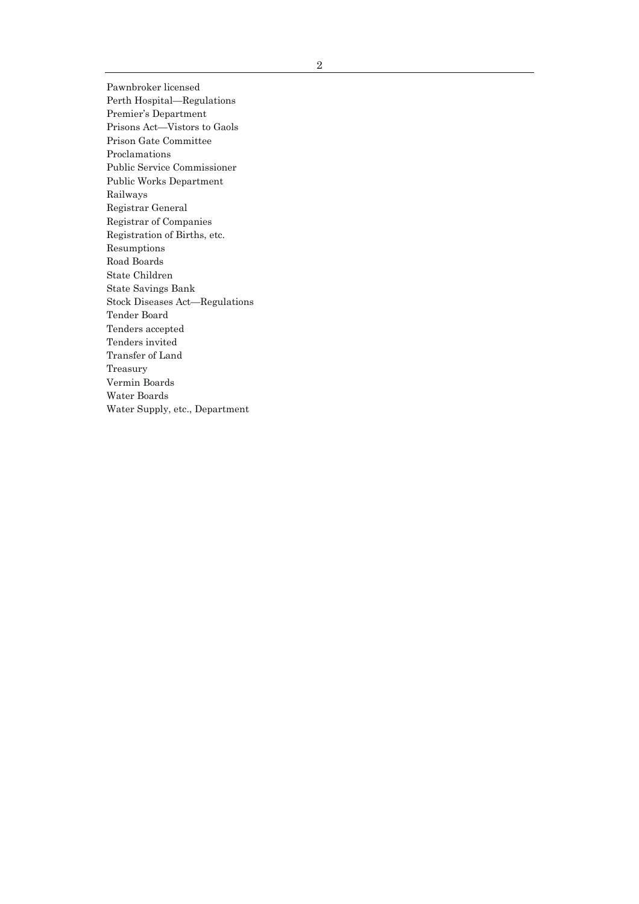Pawnbroker licensed
Perth Hospital—Regulations
Premier's Department
Prisons Act—Vistors to Gaols
Prison Gate Committee
Proclamations
Public Service Commissioner
Public Works Department
Railways
Registrar General
Registrar of Companies
Registration of Births, etc.
Resumptions
Road Boards
State Children
State Savings Bank
Stock Diseases Act—Regulations
Tender Board
Tenders accepted
Tenders invited
Transfer of Land
Treasury
Vermin Boards
Water Boards
Water Supply, etc., Department